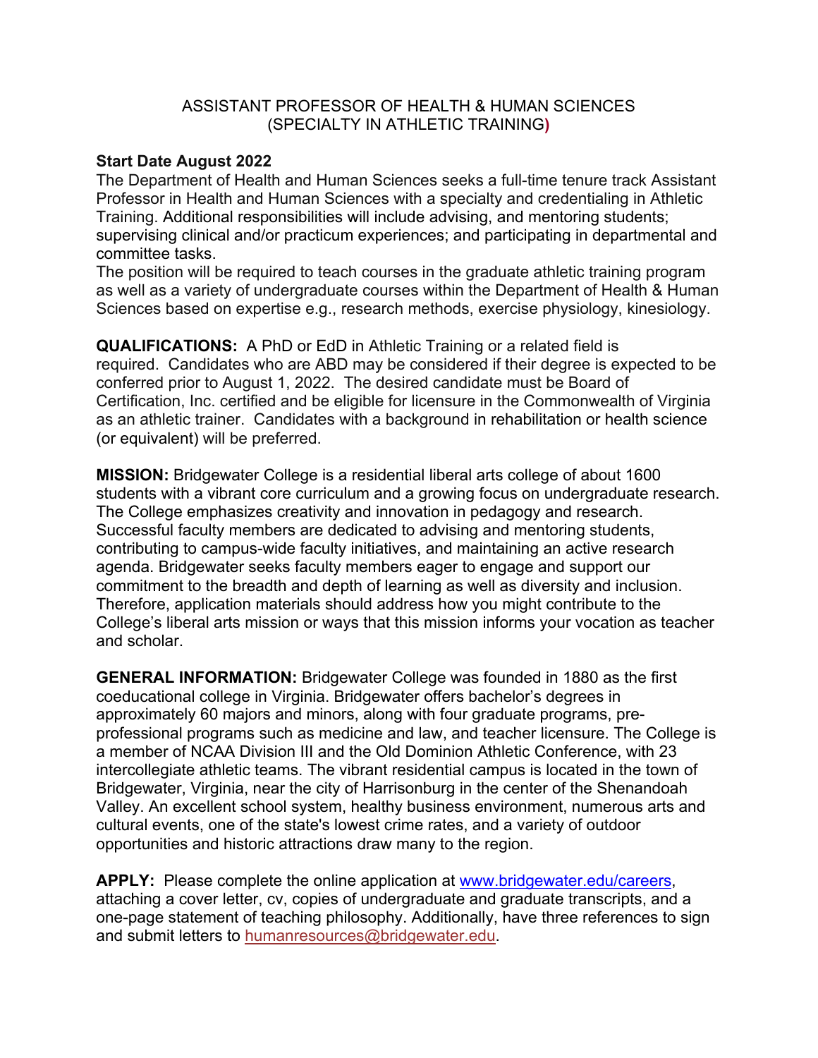# ASSISTANT PROFESSOR OF HEALTH & HUMAN SCIENCES (SPECIALTY IN ATHLETIC TRAINING)

**Start Date August 2022**

The Department of Health and Human Sciences seeks a full-time tenure track Assistant Professor in Health and Human Sciences with a specialty and credentialing in Athletic Training. Additional responsibilities will include advising, and mentoring students; supervising clinical and/or practicum experiences; and participating in departmental and committee tasks.

The position will be required to teach courses in the graduate athletic training program as well as a variety of undergraduate courses within the Department of Health & Human Sciences based on expertise e.g., research methods, exercise physiology, kinesiology.

**QUALIFICATIONS:** A PhD or EdD in Athletic Training or a related field is required. Candidates who are ABD may be considered if their degree is expected to be conferred prior to August 1, 2022. The desired candidate must be Board of Certification, Inc. certified and be eligible for licensure in the Commonwealth of Virginia as an athletic trainer. Candidates with a background in rehabilitation or health science (or equivalent) will be preferred.

**MISSION:** Bridgewater College is a residential liberal arts college of about 1600 students with a vibrant core curriculum and a growing focus on undergraduate research. The College emphasizes creativity and innovation in pedagogy and research. Successful faculty members are dedicated to advising and mentoring students, contributing to campus-wide faculty initiatives, and maintaining an active research agenda. Bridgewater seeks faculty members eager to engage and support our commitment to the breadth and depth of learning as well as diversity and inclusion. Therefore, application materials should address how you might contribute to the College's liberal arts mission or ways that this mission informs your vocation as teacher and scholar.

**GENERAL INFORMATION:** Bridgewater College was founded in 1880 as the first coeducational college in Virginia. Bridgewater offers bachelor's degrees in approximately 60 majors and minors, along with four graduate programs, pre-professional programs such as medicine and law, and teacher licensure. The College is a member of NCAA Division III and the Old Dominion Athletic Conference, with 23 intercollegiate athletic teams. The vibrant residential campus is located in the town of Bridgewater, Virginia, near the city of Harrisonburg in the center of the Shenandoah Valley. An excellent school system, healthy business environment, numerous arts and cultural events, one of the state's lowest crime rates, and a variety of outdoor opportunities and historic attractions draw many to the region.

**APPLY:** Please complete the online application at www.bridgewater.edu/careers, attaching a cover letter, cv, copies of undergraduate and graduate transcripts, and a one-page statement of teaching philosophy. Additionally, have three references to sign and submit letters to humanresources@bridgewater.edu.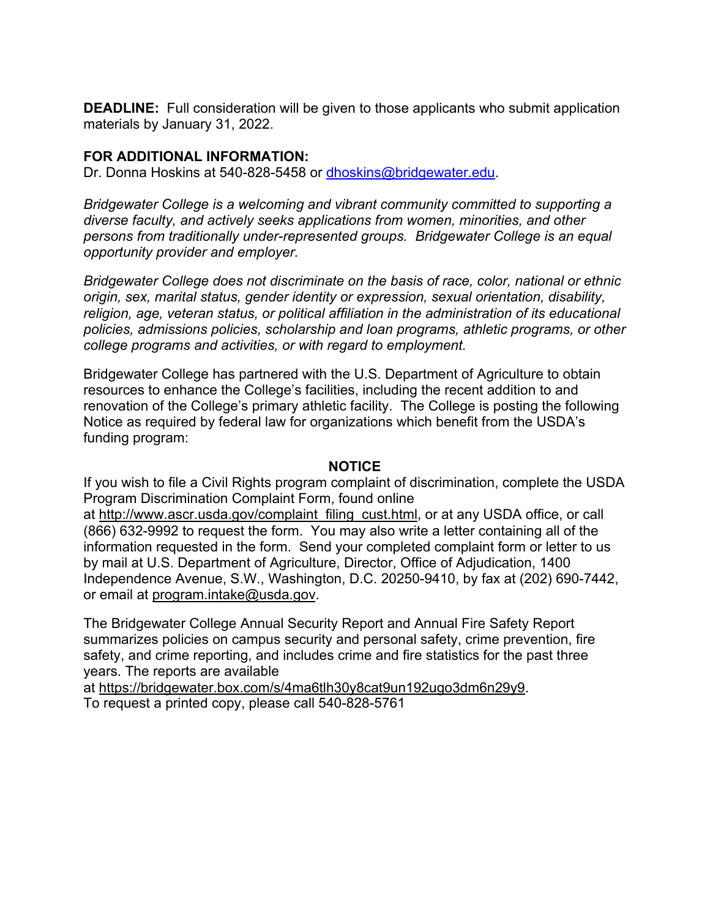**DEADLINE:** Full consideration will be given to those applicants who submit application materials by January 31, 2022.

**FOR ADDITIONAL INFORMATION:**
Dr. Donna Hoskins at 540-828-5458 or dhoskins@bridgewater.edu.

*Bridgewater College is a welcoming and vibrant community committed to supporting a diverse faculty, and actively seeks applications from women, minorities, and other persons from traditionally under-represented groups. Bridgewater College is an equal opportunity provider and employer.*

*Bridgewater College does not discriminate on the basis of race, color, national or ethnic origin, sex, marital status, gender identity or expression, sexual orientation, disability, religion, age, veteran status, or political affiliation in the administration of its educational policies, admissions policies, scholarship and loan programs, athletic programs, or other college programs and activities, or with regard to employment.*

Bridgewater College has partnered with the U.S. Department of Agriculture to obtain resources to enhance the College's facilities, including the recent addition to and renovation of the College's primary athletic facility. The College is posting the following Notice as required by federal law for organizations which benefit from the USDA's funding program:

**NOTICE**

If you wish to file a Civil Rights program complaint of discrimination, complete the USDA Program Discrimination Complaint Form, found online at http://www.ascr.usda.gov/complaint_filing_cust.html, or at any USDA office, or call (866) 632-9992 to request the form. You may also write a letter containing all of the information requested in the form. Send your completed complaint form or letter to us by mail at U.S. Department of Agriculture, Director, Office of Adjudication, 1400 Independence Avenue, S.W., Washington, D.C. 20250-9410, by fax at (202) 690-7442, or email at program.intake@usda.gov.

The Bridgewater College Annual Security Report and Annual Fire Safety Report summarizes policies on campus security and personal safety, crime prevention, fire safety, and crime reporting, and includes crime and fire statistics for the past three years. The reports are available at https://bridgewater.box.com/s/4ma6tlh30y8cat9un192ugo3dm6n29y9.
To request a printed copy, please call 540-828-5761